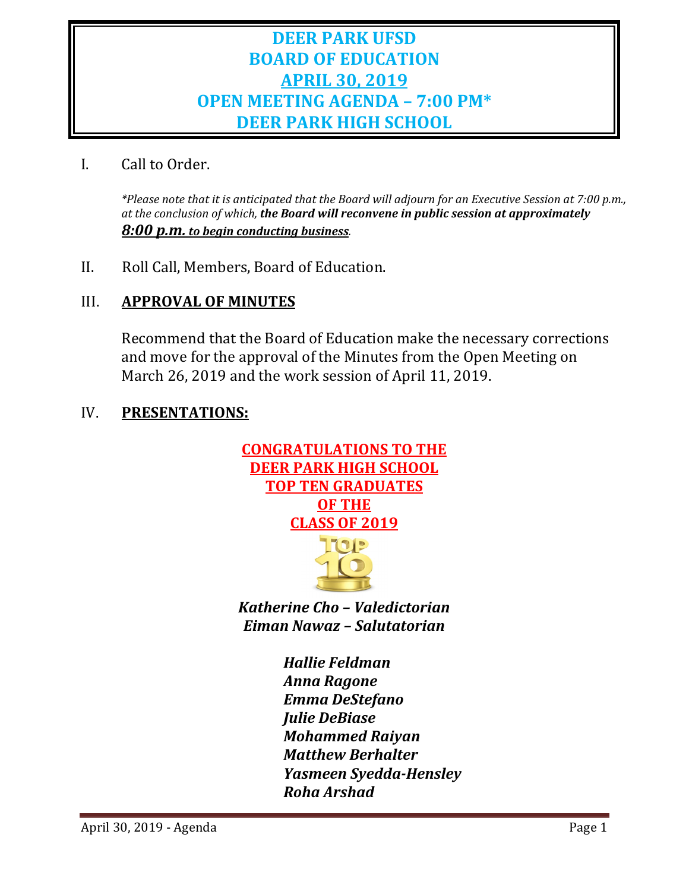# DEER PARK UFSD
# BOARD OF EDUCATION
# APRIL 30, 2019
# OPEN MEETING AGENDA – 7:00 PM*
# DEER PARK HIGH SCHOOL

I. Call to Order.

*\*Please note that it is anticipated that the Board will adjourn for an Executive Session at 7:00 p.m., at the conclusion of which,* ***the Board will reconvene in public session at approximately 8:00 p.m. to begin conducting business****.*

II. Roll Call, Members, Board of Education.

III. **APPROVAL OF MINUTES**

Recommend that the Board of Education make the necessary corrections and move for the approval of the Minutes from the Open Meeting on March 26, 2019 and the work session of April 11, 2019.

IV. **PRESENTATIONS:**

**CONGRATULATIONS TO THE DEER PARK HIGH SCHOOL TOP TEN GRADUATES OF THE CLASS OF 2019**

***Katherine Cho – Valedictorian***
***Eiman Nawaz – Salutatorian***

***Hallie Feldman***
***Anna Ragone***
***Emma DeStefano***
***Julie DeBiase***
***Mohammed Raiyan***
***Matthew Berhalter***
***Yasmeen Syedda-Hensley***
***Roha Arshad***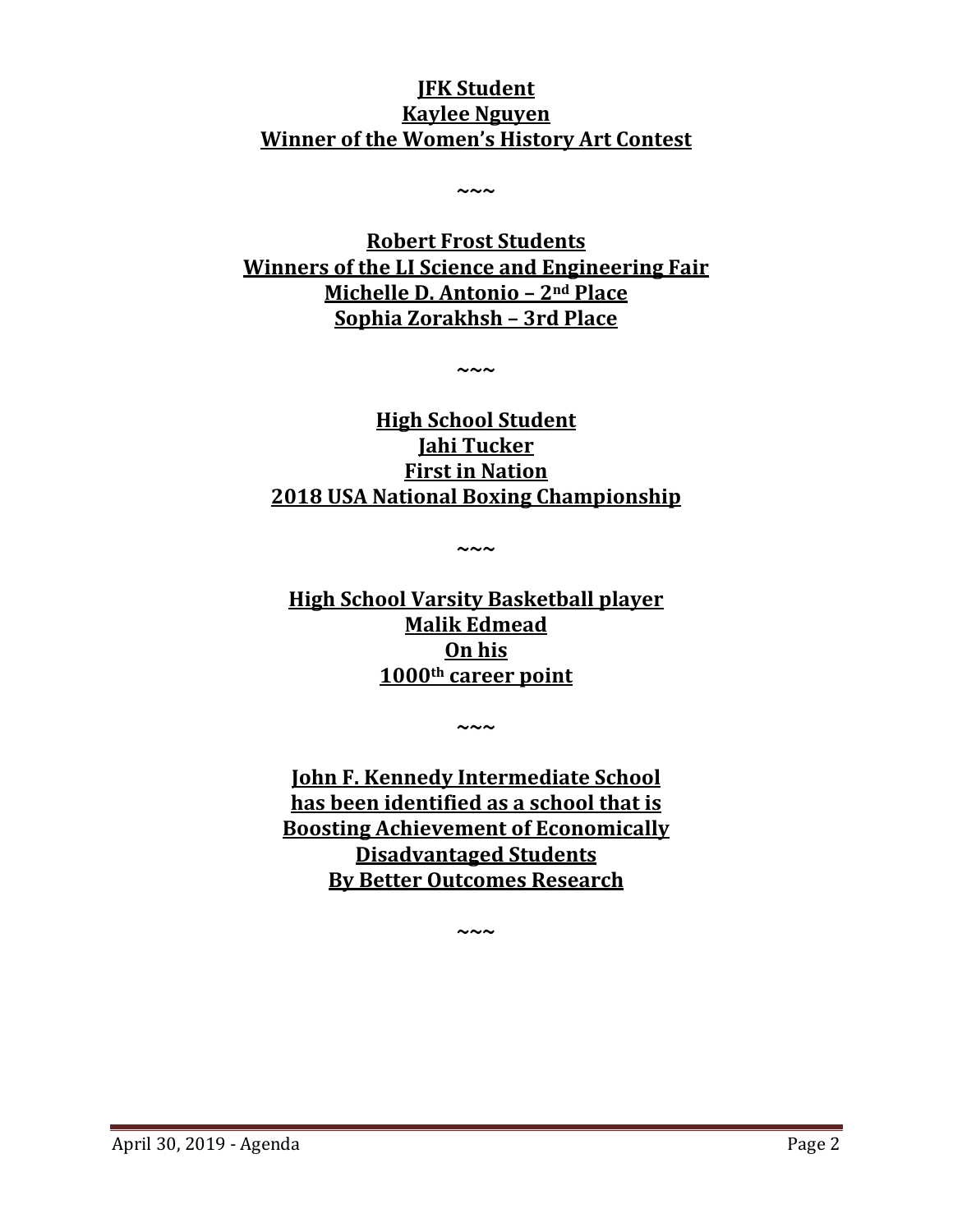**JFK Student**
**Kaylee Nguyen**
**Winner of the Women's History Art Contest**

~~~

**Robert Frost Students**
**Winners of the LI Science and Engineering Fair**
**Michelle D. Antonio – 2nd Place**
**Sophia Zorakhsh – 3rd Place**

~~~

**High School Student**
**Jahi Tucker**
**First in Nation**
**2018 USA National Boxing Championship**

~~~

**High School Varsity Basketball player**
**Malik Edmead**
**On his**
**1000th career point**

~~~

**John F. Kennedy Intermediate School**
**has been identified as a school that is**
**Boosting Achievement of Economically**
**Disadvantaged Students**
**By Better Outcomes Research**

~~~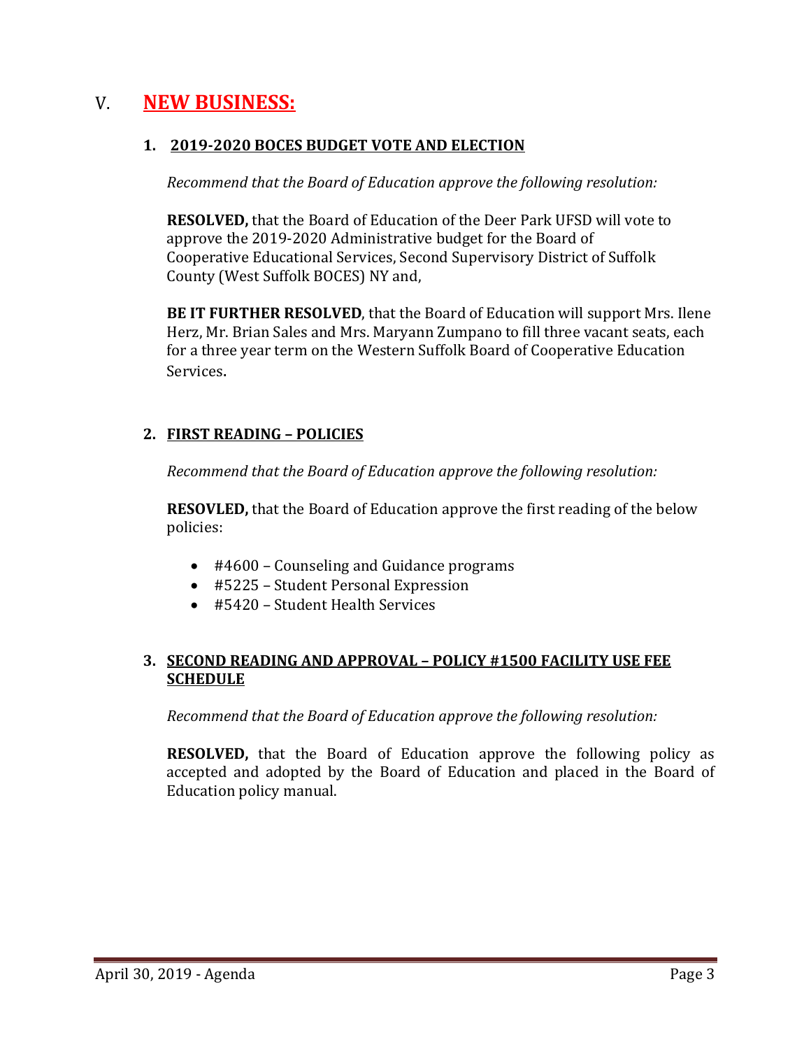# V. **NEW BUSINESS:**

### 1. 2019-2020 BOCES BUDGET VOTE AND ELECTION

*Recommend that the Board of Education approve the following resolution:*

**RESOLVED,** that the Board of Education of the Deer Park UFSD will vote to approve the 2019-2020 Administrative budget for the Board of Cooperative Educational Services, Second Supervisory District of Suffolk County (West Suffolk BOCES) NY and,

**BE IT FURTHER RESOLVED**, that the Board of Education will support Mrs. Ilene Herz, Mr. Brian Sales and Mrs. Maryann Zumpano to fill three vacant seats, each for a three year term on the Western Suffolk Board of Cooperative Education Services.

### 2. FIRST READING – POLICIES

*Recommend that the Board of Education approve the following resolution:*

**RESOVLED,** that the Board of Education approve the first reading of the below policies:

- #4600 – Counseling and Guidance programs
- #5225 – Student Personal Expression
- #5420 – Student Health Services

### 3. SECOND READING AND APPROVAL – POLICY #1500 FACILITY USE FEE SCHEDULE

*Recommend that the Board of Education approve the following resolution:*

**RESOLVED,** that the Board of Education approve the following policy as accepted and adopted by the Board of Education and placed in the Board of Education policy manual.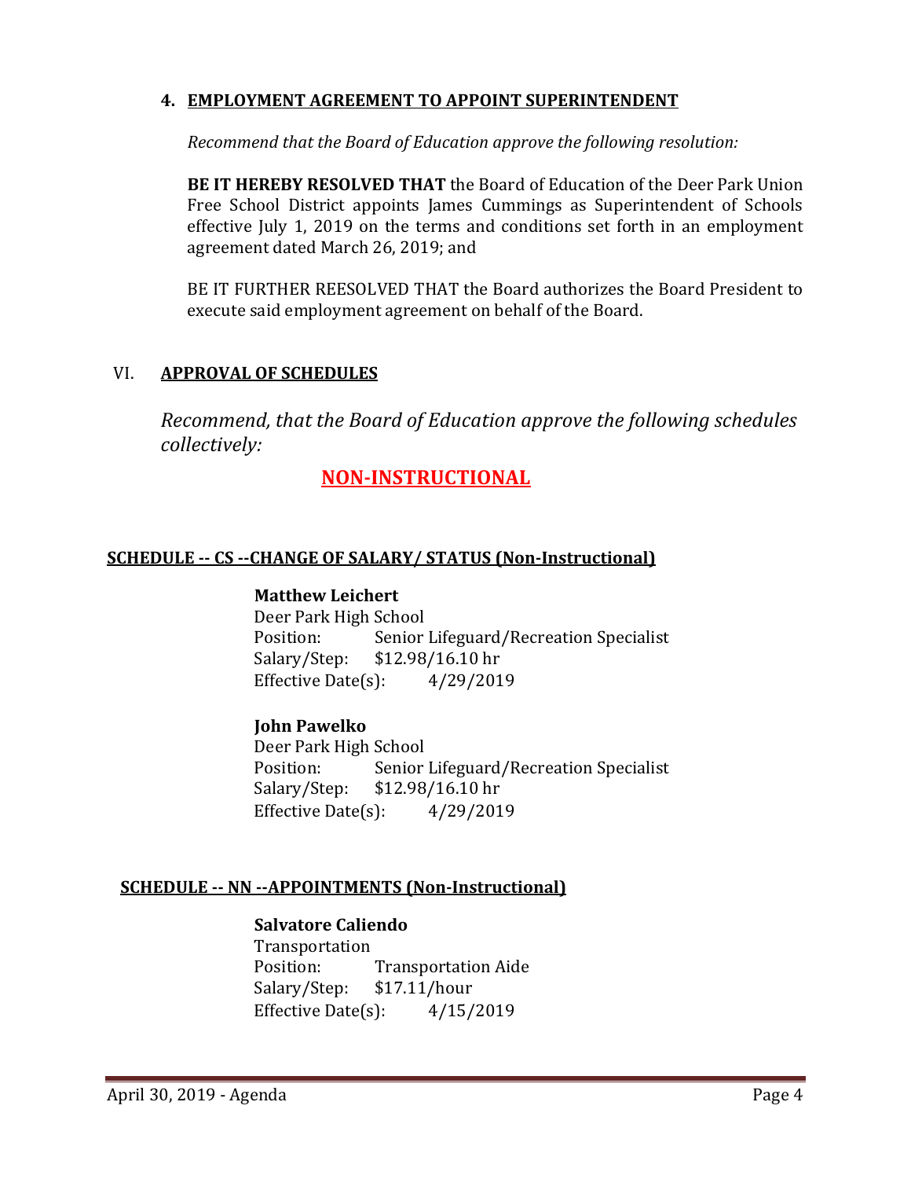**4. <u>EMPLOYMENT AGREEMENT TO APPOINT SUPERINTENDENT</u>**

*Recommend that the Board of Education approve the following resolution:*

**BE IT HEREBY RESOLVED THAT** the Board of Education of the Deer Park Union Free School District appoints James Cummings as Superintendent of Schools effective July 1, 2019 on the terms and conditions set forth in an employment agreement dated March 26, 2019; and

BE IT FURTHER REESOLVED THAT the Board authorizes the Board President to execute said employment agreement on behalf of the Board.

## VI. <u>APPROVAL OF SCHEDULES</u>

*Recommend, that the Board of Education approve the following schedules collectively:*

## <u>NON-INSTRUCTIONAL</u>

### <u>SCHEDULE -- CS --CHANGE OF SALARY/ STATUS (Non-Instructional)</u>

**Matthew Leichert**
Deer Park High School
Position: Senior Lifeguard/Recreation Specialist
Salary/Step: $12.98/16.10 hr
Effective Date(s): 4/29/2019

**John Pawelko**
Deer Park High School
Position: Senior Lifeguard/Recreation Specialist
Salary/Step: $12.98/16.10 hr
Effective Date(s): 4/29/2019

### <u>SCHEDULE -- NN --APPOINTMENTS (Non-Instructional)</u>

**Salvatore Caliendo**
Transportation
Position: Transportation Aide
Salary/Step: $17.11/hour
Effective Date(s): 4/15/2019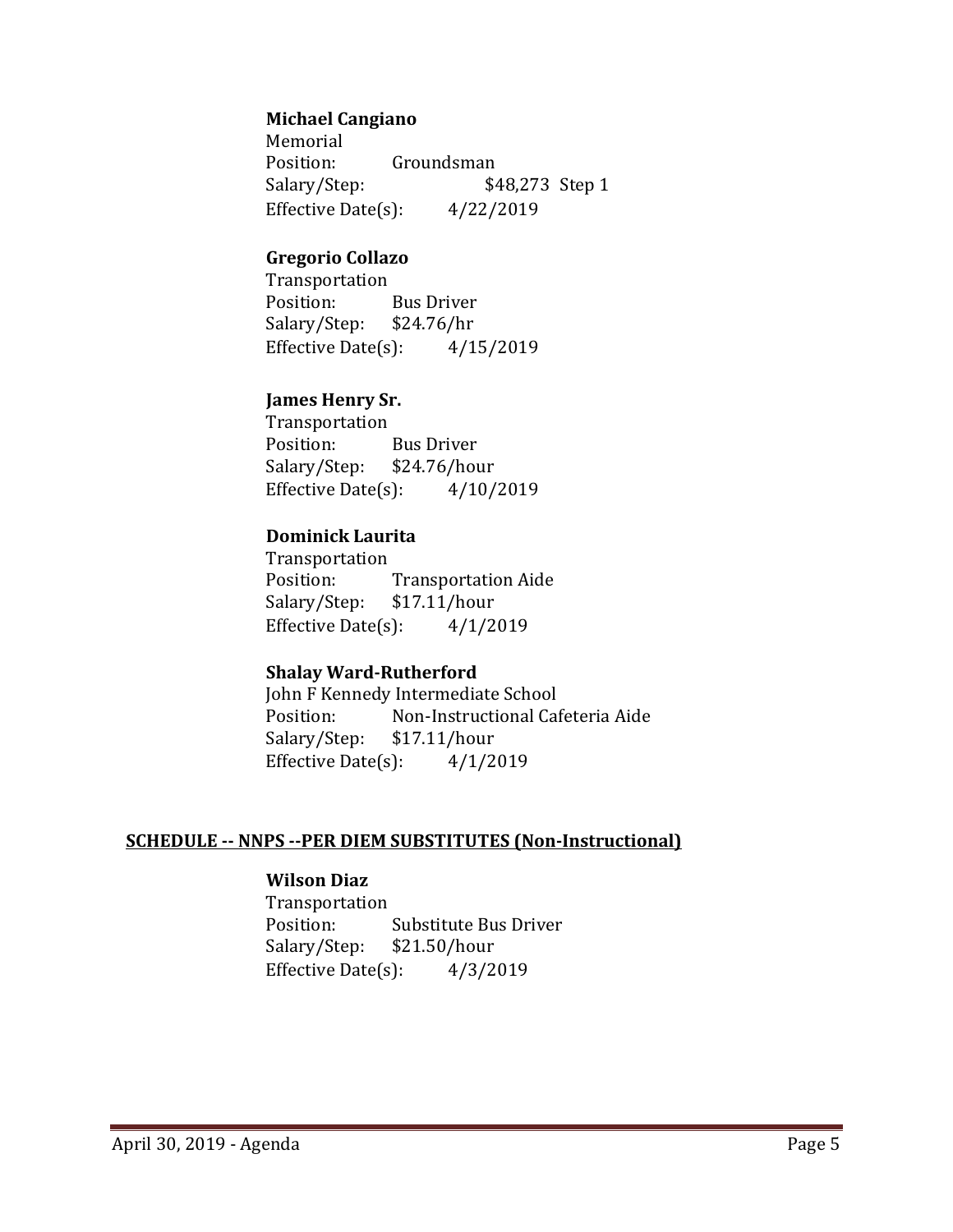**Michael Cangiano**
Memorial
Position: Groundsman
Salary/Step: $48,273 Step 1
Effective Date(s): 4/22/2019

**Gregorio Collazo**
Transportation
Position: Bus Driver
Salary/Step: $24.76/hr
Effective Date(s): 4/15/2019

**James Henry Sr.**
Transportation
Position: Bus Driver
Salary/Step: $24.76/hour
Effective Date(s): 4/10/2019

**Dominick Laurita**
Transportation
Position: Transportation Aide
Salary/Step: $17.11/hour
Effective Date(s): 4/1/2019

**Shalay Ward-Rutherford**
John F Kennedy Intermediate School
Position: Non-Instructional Cafeteria Aide
Salary/Step: $17.11/hour
Effective Date(s): 4/1/2019

**SCHEDULE -- NNPS --PER DIEM SUBSTITUTES (Non-Instructional)**

**Wilson Diaz**
Transportation
Position: Substitute Bus Driver
Salary/Step: $21.50/hour
Effective Date(s): 4/3/2019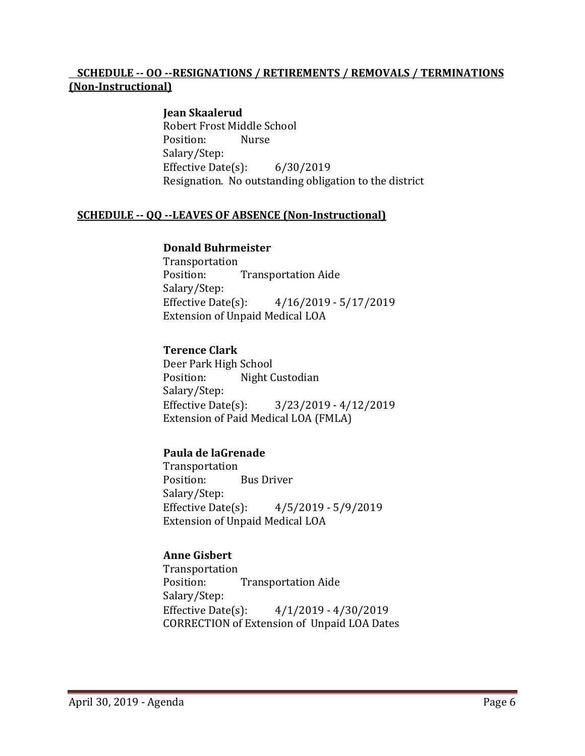## SCHEDULE -- OO --RESIGNATIONS / RETIREMENTS / REMOVALS / TERMINATIONS (Non-Instructional)

**Jean Skaalerud**
Robert Frost Middle School
Position: Nurse
Salary/Step:
Effective Date(s): 6/30/2019
Resignation. No outstanding obligation to the district

## SCHEDULE -- QQ --LEAVES OF ABSENCE (Non-Instructional)

**Donald Buhrmeister**
Transportation
Position: Transportation Aide
Salary/Step:
Effective Date(s): 4/16/2019 - 5/17/2019
Extension of Unpaid Medical LOA

**Terence Clark**
Deer Park High School
Position: Night Custodian
Salary/Step:
Effective Date(s): 3/23/2019 - 4/12/2019
Extension of Paid Medical LOA (FMLA)

**Paula de laGrenade**
Transportation
Position: Bus Driver
Salary/Step:
Effective Date(s): 4/5/2019 - 5/9/2019
Extension of Unpaid Medical LOA

**Anne Gisbert**
Transportation
Position: Transportation Aide
Salary/Step:
Effective Date(s): 4/1/2019 - 4/30/2019
CORRECTION of Extension of Unpaid LOA Dates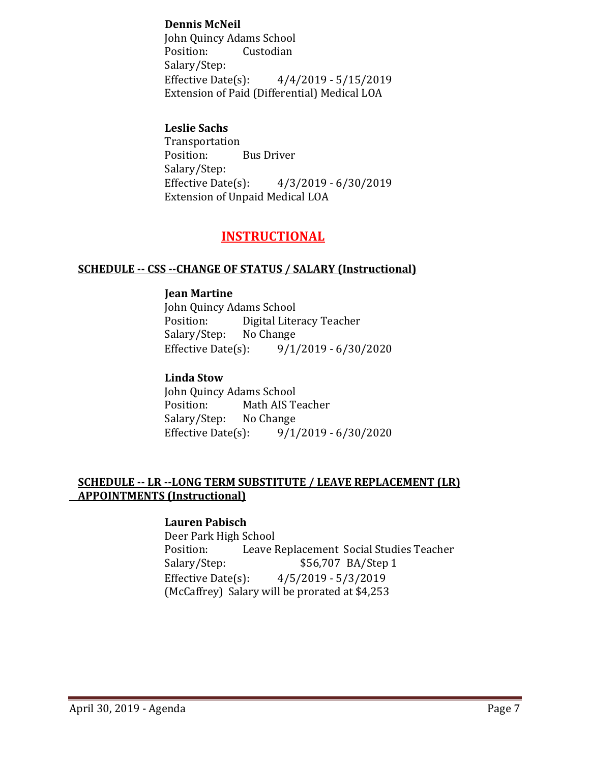**Dennis McNeil**
John Quincy Adams School
Position: Custodian
Salary/Step:
Effective Date(s): 4/4/2019 - 5/15/2019
Extension of Paid (Differential) Medical LOA

**Leslie Sachs**
Transportation
Position: Bus Driver
Salary/Step:
Effective Date(s): 4/3/2019 - 6/30/2019
Extension of Unpaid Medical LOA

## INSTRUCTIONAL

### SCHEDULE -- CSS --CHANGE OF STATUS / SALARY (Instructional)

**Jean Martine**
John Quincy Adams School
Position: Digital Literacy Teacher
Salary/Step: No Change
Effective Date(s): 9/1/2019 - 6/30/2020

**Linda Stow**
John Quincy Adams School
Position: Math AIS Teacher
Salary/Step: No Change
Effective Date(s): 9/1/2019 - 6/30/2020

### SCHEDULE -- LR --LONG TERM SUBSTITUTE / LEAVE REPLACEMENT (LR) APPOINTMENTS (Instructional)

**Lauren Pabisch**
Deer Park High School
Position: Leave Replacement Social Studies Teacher
Salary/Step: $56,707 BA/Step 1
Effective Date(s): 4/5/2019 - 5/3/2019
(McCaffrey) Salary will be prorated at $4,253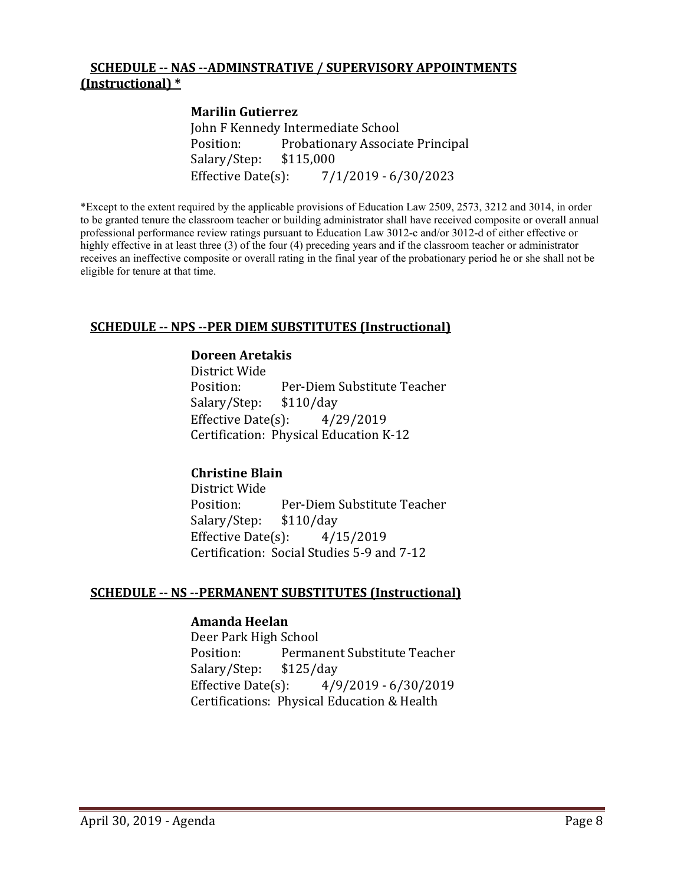## SCHEDULE -- NAS --ADMINSTRATIVE / SUPERVISORY APPOINTMENTS (Instructional) *

**Marilin Gutierrez**
John F Kennedy Intermediate School
Position: Probationary Associate Principal
Salary/Step: $115,000
Effective Date(s): 7/1/2019 - 6/30/2023

*Except to the extent required by the applicable provisions of Education Law 2509, 2573, 3212 and 3014, in order to be granted tenure the classroom teacher or building administrator shall have received composite or overall annual professional performance review ratings pursuant to Education Law 3012-c and/or 3012-d of either effective or highly effective in at least three (3) of the four (4) preceding years and if the classroom teacher or administrator receives an ineffective composite or overall rating in the final year of the probationary period he or she shall not be eligible for tenure at that time.

## SCHEDULE -- NPS --PER DIEM SUBSTITUTES (Instructional)

**Doreen Aretakis**
District Wide
Position: Per-Diem Substitute Teacher
Salary/Step: $110/day
Effective Date(s): 4/29/2019
Certification: Physical Education K-12

**Christine Blain**
District Wide
Position: Per-Diem Substitute Teacher
Salary/Step: $110/day
Effective Date(s): 4/15/2019
Certification: Social Studies 5-9 and 7-12

## SCHEDULE -- NS --PERMANENT SUBSTITUTES (Instructional)

**Amanda Heelan**
Deer Park High School
Position: Permanent Substitute Teacher
Salary/Step: $125/day
Effective Date(s): 4/9/2019 - 6/30/2019
Certifications: Physical Education & Health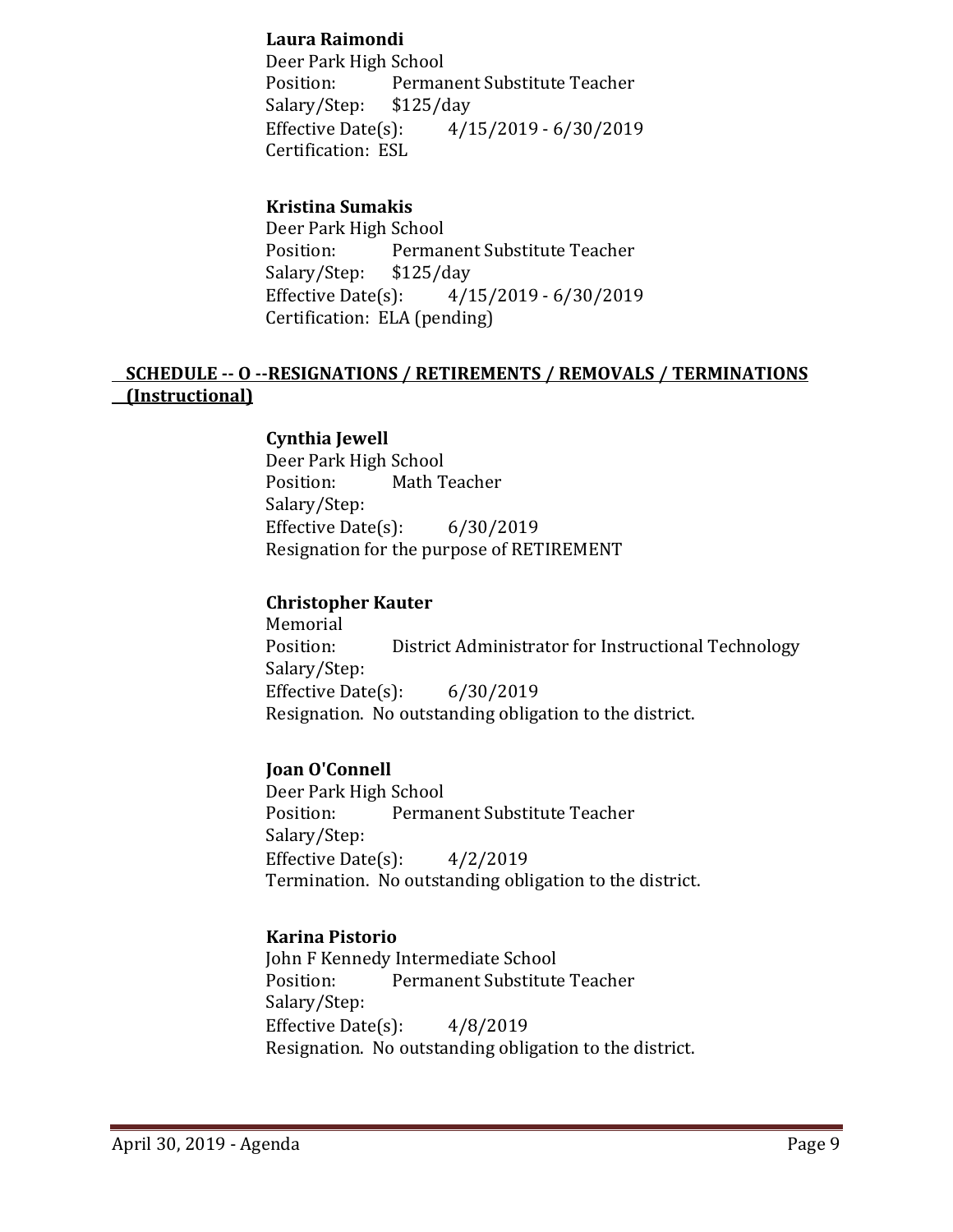**Laura Raimondi**
Deer Park High School
Position: Permanent Substitute Teacher
Salary/Step: $125/day
Effective Date(s): 4/15/2019 - 6/30/2019
Certification: ESL

**Kristina Sumakis**
Deer Park High School
Position: Permanent Substitute Teacher
Salary/Step: $125/day
Effective Date(s): 4/15/2019 - 6/30/2019
Certification: ELA (pending)

## SCHEDULE -- O --RESIGNATIONS / RETIREMENTS / REMOVALS / TERMINATIONS (Instructional)

**Cynthia Jewell**
Deer Park High School
Position: Math Teacher
Salary/Step:
Effective Date(s): 6/30/2019
Resignation for the purpose of RETIREMENT

**Christopher Kauter**
Memorial
Position: District Administrator for Instructional Technology
Salary/Step:
Effective Date(s): 6/30/2019
Resignation. No outstanding obligation to the district.

**Joan O'Connell**
Deer Park High School
Position: Permanent Substitute Teacher
Salary/Step:
Effective Date(s): 4/2/2019
Termination. No outstanding obligation to the district.

**Karina Pistorio**
John F Kennedy Intermediate School
Position: Permanent Substitute Teacher
Salary/Step:
Effective Date(s): 4/8/2019
Resignation. No outstanding obligation to the district.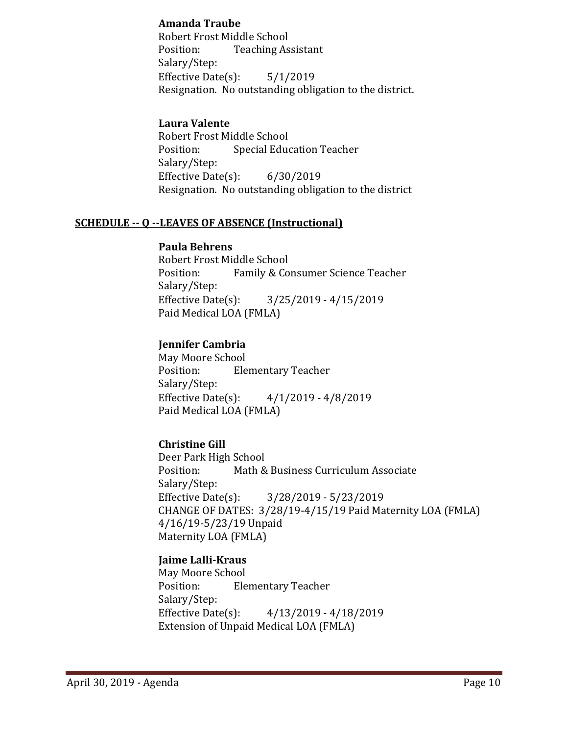**Amanda Traube**
Robert Frost Middle School
Position: Teaching Assistant
Salary/Step:
Effective Date(s): 5/1/2019
Resignation. No outstanding obligation to the district.

**Laura Valente**
Robert Frost Middle School
Position: Special Education Teacher
Salary/Step:
Effective Date(s): 6/30/2019
Resignation. No outstanding obligation to the district

## SCHEDULE -- Q --LEAVES OF ABSENCE (Instructional)

**Paula Behrens**
Robert Frost Middle School
Position: Family & Consumer Science Teacher
Salary/Step:
Effective Date(s): 3/25/2019 - 4/15/2019
Paid Medical LOA (FMLA)

**Jennifer Cambria**
May Moore School
Position: Elementary Teacher
Salary/Step:
Effective Date(s): 4/1/2019 - 4/8/2019
Paid Medical LOA (FMLA)

**Christine Gill**
Deer Park High School
Position: Math & Business Curriculum Associate
Salary/Step:
Effective Date(s): 3/28/2019 - 5/23/2019
CHANGE OF DATES: 3/28/19-4/15/19 Paid Maternity LOA (FMLA) 4/16/19-5/23/19 Unpaid Maternity LOA (FMLA)

**Jaime Lalli-Kraus**
May Moore School
Position: Elementary Teacher
Salary/Step:
Effective Date(s): 4/13/2019 - 4/18/2019
Extension of Unpaid Medical LOA (FMLA)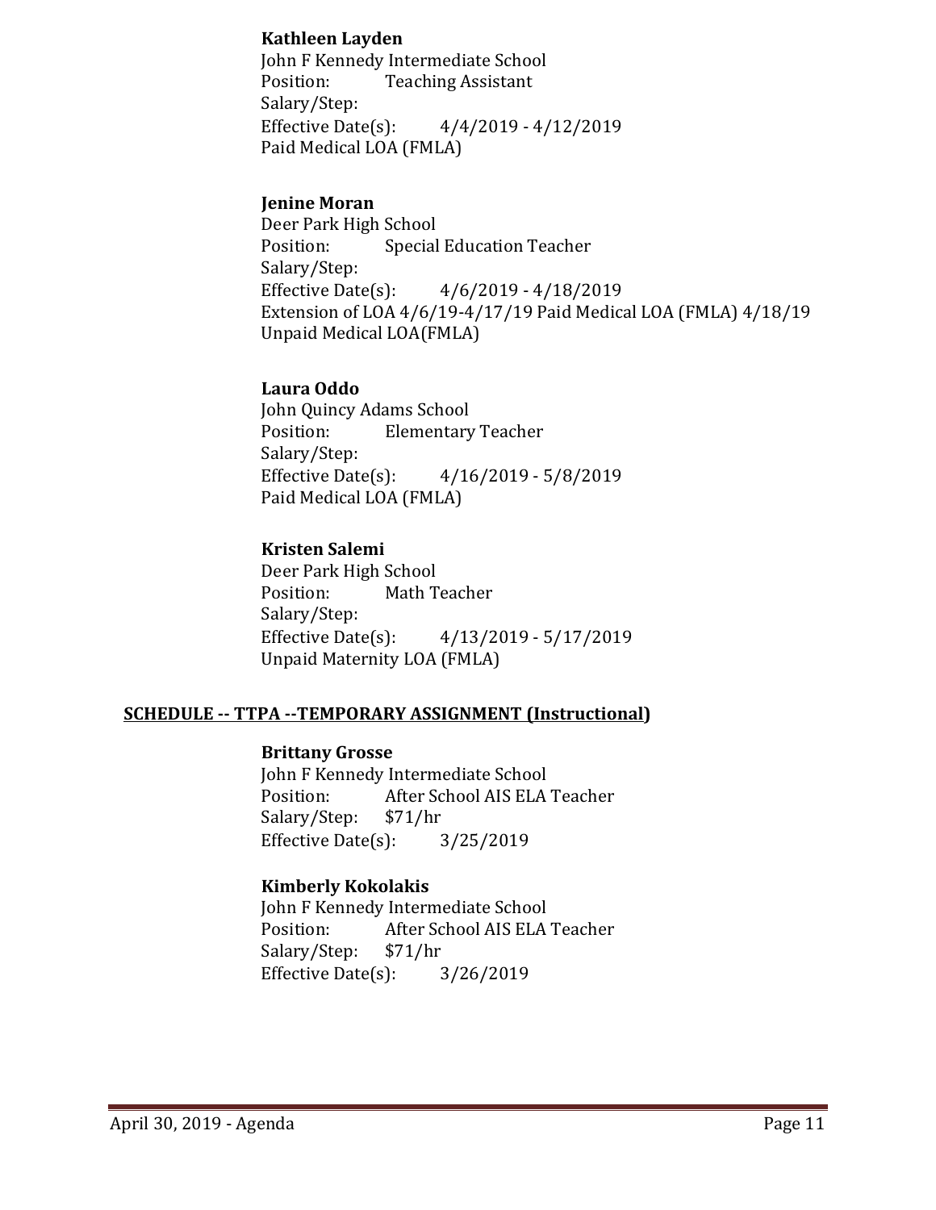**Kathleen Layden**
John F Kennedy Intermediate School
Position: Teaching Assistant
Salary/Step:
Effective Date(s): 4/4/2019 - 4/12/2019
Paid Medical LOA (FMLA)

**Jenine Moran**
Deer Park High School
Position: Special Education Teacher
Salary/Step:
Effective Date(s): 4/6/2019 - 4/18/2019
Extension of LOA 4/6/19-4/17/19 Paid Medical LOA (FMLA) 4/18/19 Unpaid Medical LOA(FMLA)

**Laura Oddo**
John Quincy Adams School
Position: Elementary Teacher
Salary/Step:
Effective Date(s): 4/16/2019 - 5/8/2019
Paid Medical LOA (FMLA)

**Kristen Salemi**
Deer Park High School
Position: Math Teacher
Salary/Step:
Effective Date(s): 4/13/2019 - 5/17/2019
Unpaid Maternity LOA (FMLA)

## SCHEDULE -- TTPA --TEMPORARY ASSIGNMENT (Instructional)

**Brittany Grosse**
John F Kennedy Intermediate School
Position: After School AIS ELA Teacher
Salary/Step: $71/hr
Effective Date(s): 3/25/2019

**Kimberly Kokolakis**
John F Kennedy Intermediate School
Position: After School AIS ELA Teacher
Salary/Step: $71/hr
Effective Date(s): 3/26/2019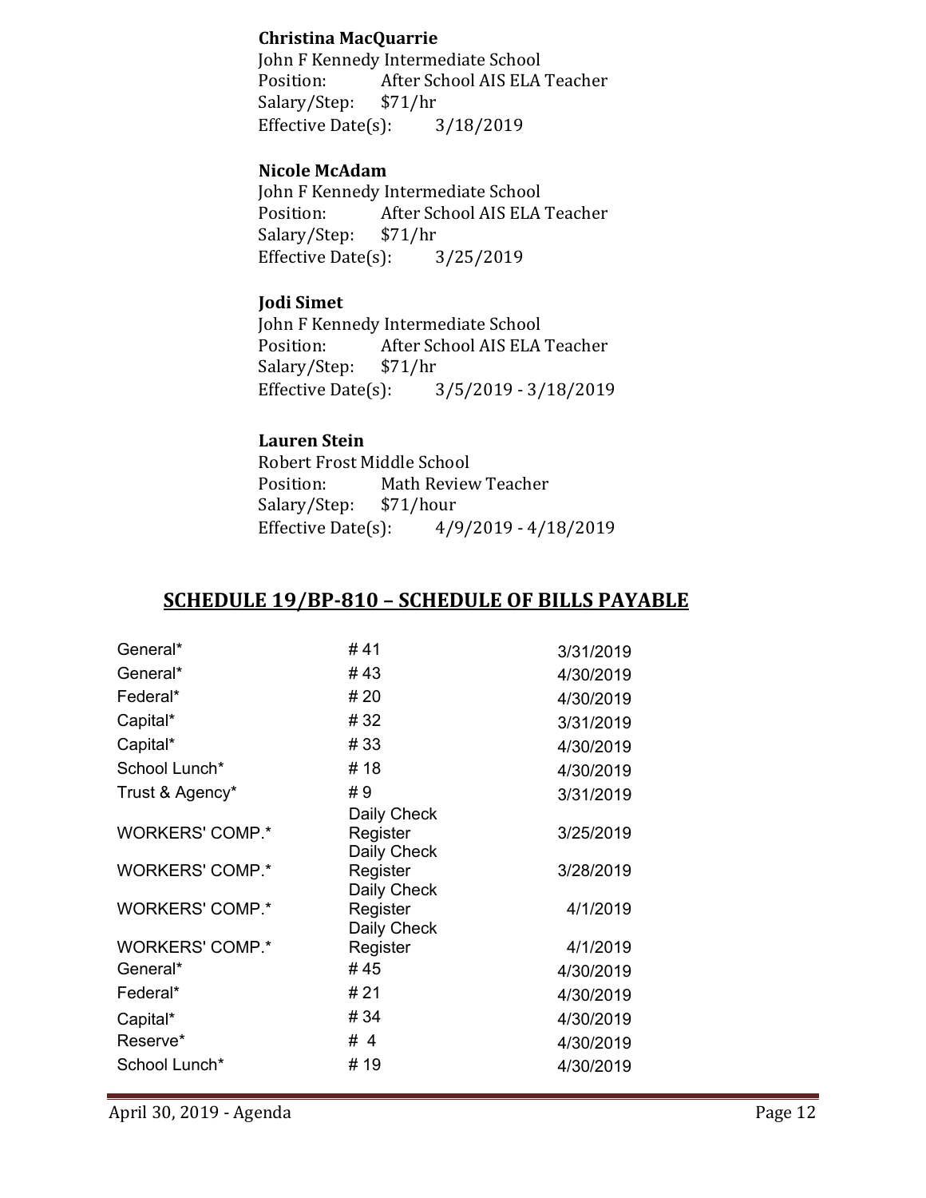**Christina MacQuarrie**
John F Kennedy Intermediate School
Position: After School AIS ELA Teacher
Salary/Step: $71/hr
Effective Date(s): 3/18/2019

**Nicole McAdam**
John F Kennedy Intermediate School
Position: After School AIS ELA Teacher
Salary/Step: $71/hr
Effective Date(s): 3/25/2019

**Jodi Simet**
John F Kennedy Intermediate School
Position: After School AIS ELA Teacher
Salary/Step: $71/hr
Effective Date(s): 3/5/2019 - 3/18/2019

**Lauren Stein**
Robert Frost Middle School
Position: Math Review Teacher
Salary/Step: $71/hour
Effective Date(s): 4/9/2019 - 4/18/2019

## SCHEDULE 19/BP-810 – SCHEDULE OF BILLS PAYABLE

| | | |
|---|---|---|
| General* | # 41 | 3/31/2019 |
| General* | # 43 | 4/30/2019 |
| Federal* | # 20 | 4/30/2019 |
| Capital* | # 32 | 3/31/2019 |
| Capital* | # 33 | 4/30/2019 |
| School Lunch* | # 18 | 4/30/2019 |
| Trust & Agency* | # 9 | 3/31/2019 |
| WORKERS' COMP.* | Daily Check Register | 3/25/2019 |
| WORKERS' COMP.* | Daily Check Register | 3/28/2019 |
| WORKERS' COMP.* | Daily Check Register | 4/1/2019 |
| WORKERS' COMP.* | Daily Check Register | 4/1/2019 |
| General* | # 45 | 4/30/2019 |
| Federal* | # 21 | 4/30/2019 |
| Capital* | # 34 | 4/30/2019 |
| Reserve* | # 4 | 4/30/2019 |
| School Lunch* | # 19 | 4/30/2019 |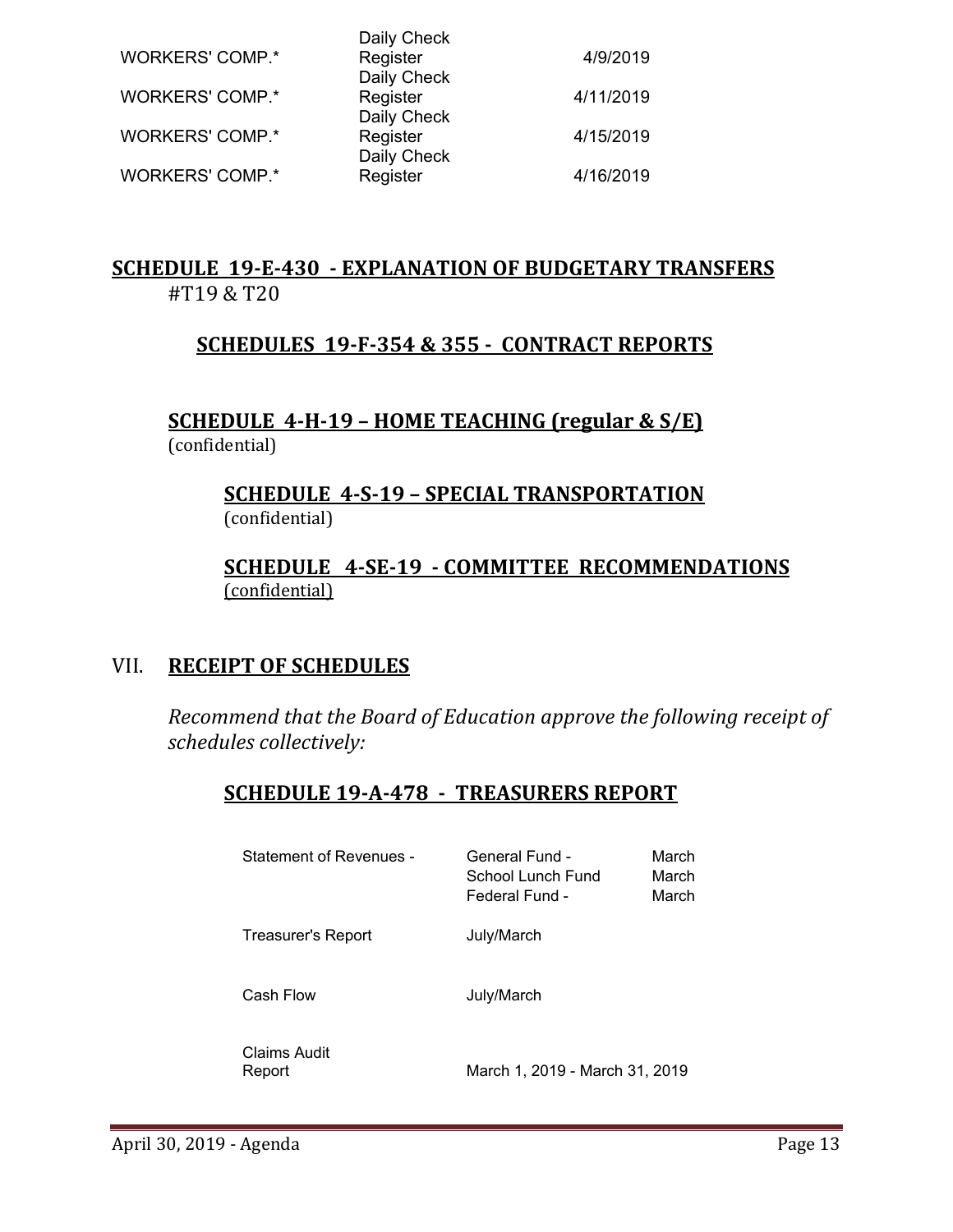| | | |
|---|---|---|
| WORKERS' COMP.* | Daily Check Register | 4/9/2019 |
| WORKERS' COMP.* | Daily Check Register | 4/11/2019 |
| WORKERS' COMP.* | Daily Check Register | 4/15/2019 |
| WORKERS' COMP.* | Daily Check Register | 4/16/2019 |

## SCHEDULE 19-E-430 - EXPLANATION OF BUDGETARY TRANSFERS

#T19 & T20

### SCHEDULES 19-F-354 & 355 - CONTRACT REPORTS

### SCHEDULE 4-H-19 – HOME TEACHING (regular & S/E)

(confidential)

### SCHEDULE 4-S-19 – SPECIAL TRANSPORTATION

(confidential)

### SCHEDULE 4-SE-19 - COMMITTEE RECOMMENDATIONS

(confidential)

## VII. RECEIPT OF SCHEDULES

*Recommend that the Board of Education approve the following receipt of schedules collectively:*

### SCHEDULE 19-A-478 - TREASURERS REPORT

| | | |
|---|---|---|
| Statement of Revenues - | General Fund - | March |
| | School Lunch Fund | March |
| | Federal Fund - | March |
| Treasurer's Report | July/March | |
| Cash Flow | July/March | |
| Claims Audit Report | March 1, 2019 - March 31, 2019 | |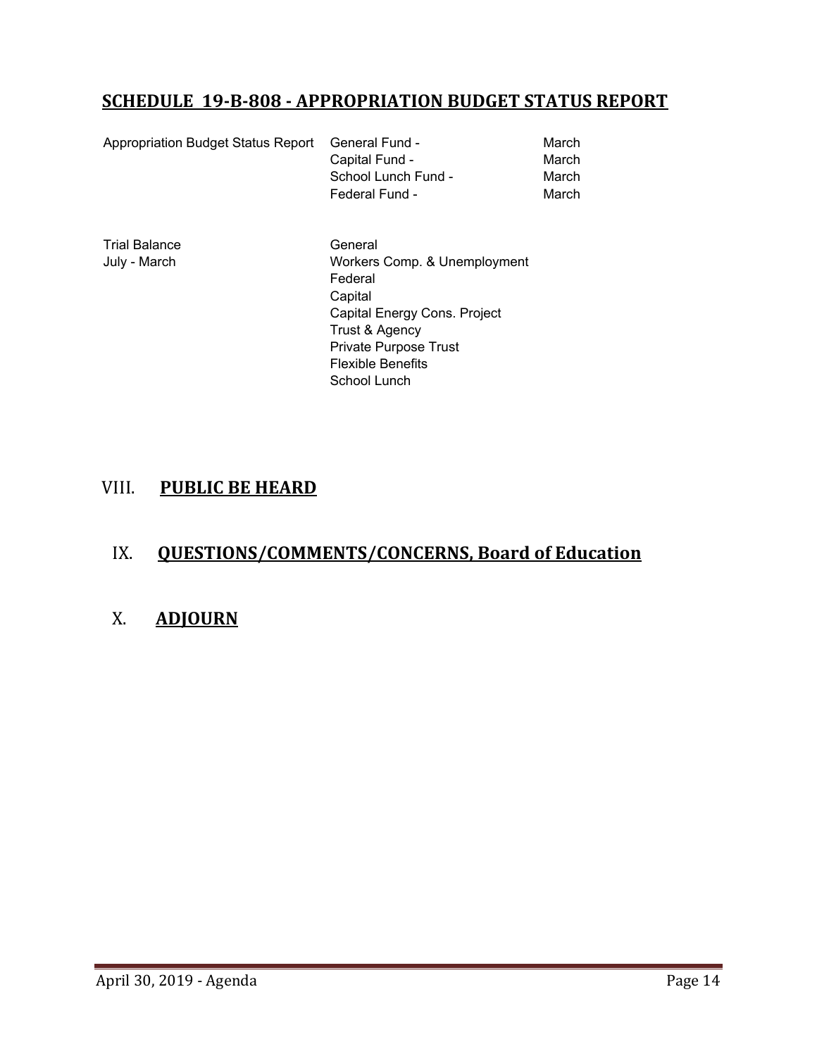## SCHEDULE 19-B-808 - APPROPRIATION BUDGET STATUS REPORT

| | | |
|---|---|---|
| Appropriation Budget Status Report | General Fund - | March |
| | Capital Fund - | March |
| | School Lunch Fund - | March |
| | Federal Fund - | March |

| | |
|---|---|
| Trial Balance | General |
| July - March | Workers Comp. & Unemployment |
| | Federal |
| | Capital |
| | Capital Energy Cons. Project |
| | Trust & Agency |
| | Private Purpose Trust |
| | Flexible Benefits |
| | School Lunch |

## VIII. PUBLIC BE HEARD

## IX. QUESTIONS/COMMENTS/CONCERNS, Board of Education

## X. ADJOURN